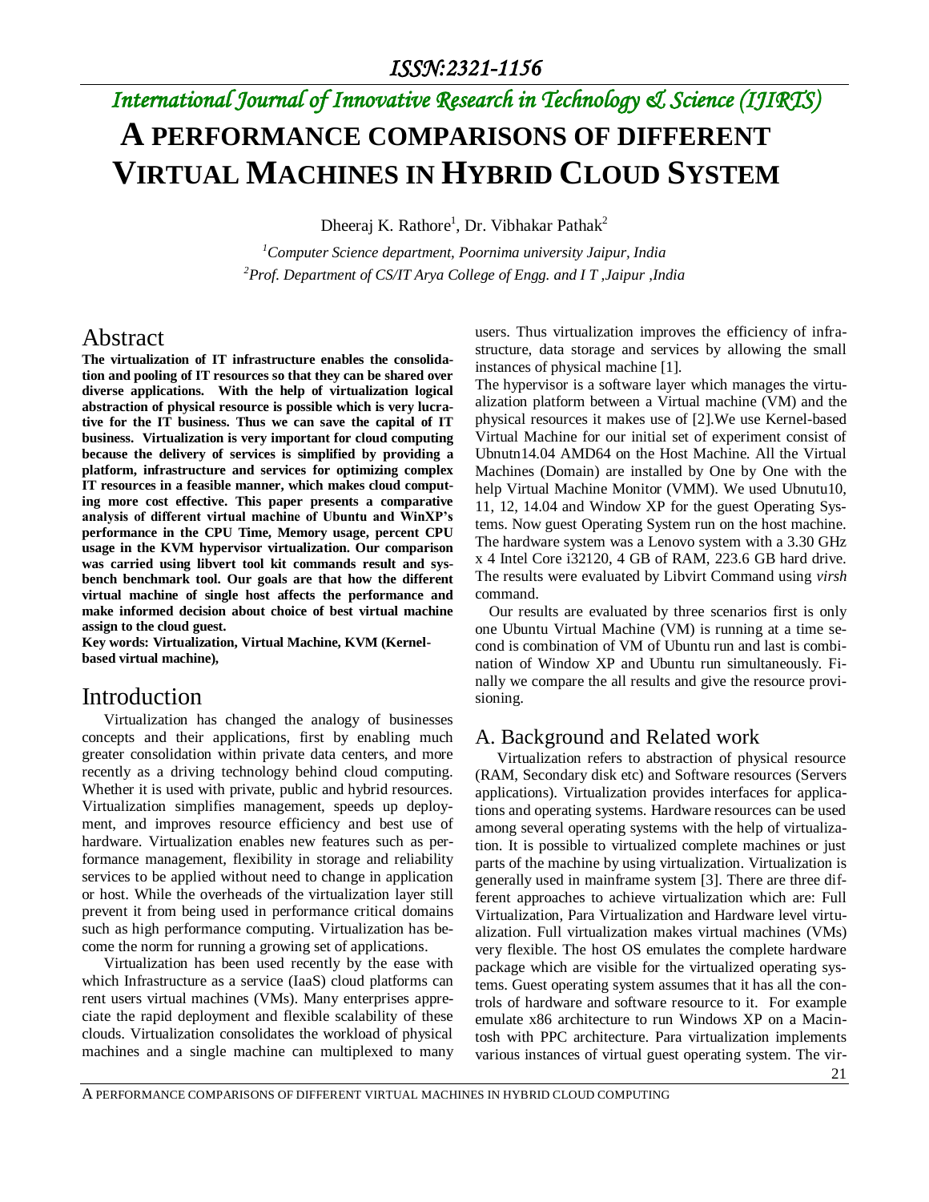ISSN:2321-1156

*International Journal of Innovative Research in Technology & Science (IJIRTS)*

# A PERFORMANCE COMPARISONS OF DIFFERENT VIRTUAL MACHINES IN HYBRID CLOUD SYSTEM

Dheeraj K. Rathore[1], Dr. Vibhakar Pathak[2]

[1]*Computer Science department, Poornima university Jaipur, India*
[2]*Prof. Department of CS/IT Arya College of Engg. and I T ,Jaipur ,India*

## Abstract

**The virtualization of IT infrastructure enables the consolidation and pooling of IT resources so that they can be shared over diverse applications. With the help of virtualization logical abstraction of physical resource is possible which is very lucrative for the IT business. Thus we can save the capital of IT business. Virtualization is very important for cloud computing because the delivery of services is simplified by providing a platform, infrastructure and services for optimizing complex IT resources in a feasible manner, which makes cloud computing more cost effective. This paper presents a comparative analysis of different virtual machine of Ubuntu and WinXP's performance in the CPU Time, Memory usage, percent CPU usage in the KVM hypervisor virtualization. Our comparison was carried using libvert tool kit commands result and sysbench benchmark tool. Our goals are that how the different virtual machine of single host affects the performance and make informed decision about choice of best virtual machine assign to the cloud guest.**

**Key words: Virtualization, Virtual Machine, KVM (Kernel-based virtual machine),**

## Introduction

Virtualization has changed the analogy of businesses concepts and their applications, first by enabling much greater consolidation within private data centers, and more recently as a driving technology behind cloud computing. Whether it is used with private, public and hybrid resources. Virtualization simplifies management, speeds up deployment, and improves resource efficiency and best use of hardware. Virtualization enables new features such as performance management, flexibility in storage and reliability services to be applied without need to change in application or host. While the overheads of the virtualization layer still prevent it from being used in performance critical domains such as high performance computing. Virtualization has become the norm for running a growing set of applications.

Virtualization has been used recently by the ease with which Infrastructure as a service (IaaS) cloud platforms can rent users virtual machines (VMs). Many enterprises appreciate the rapid deployment and flexible scalability of these clouds. Virtualization consolidates the workload of physical machines and a single machine can multiplexed to many users. Thus virtualization improves the efficiency of infrastructure, data storage and services by allowing the small instances of physical machine [1].

The hypervisor is a software layer which manages the virtualization platform between a Virtual machine (VM) and the physical resources it makes use of [2].We use Kernel-based Virtual Machine for our initial set of experiment consist of Ubnutn14.04 AMD64 on the Host Machine. All the Virtual Machines (Domain) are installed by One by One with the help Virtual Machine Monitor (VMM). We used Ubnutu10, 11, 12, 14.04 and Window XP for the guest Operating Systems. Now guest Operating System run on the host machine. The hardware system was a Lenovo system with a 3.30 GHz x 4 Intel Core i32120, 4 GB of RAM, 223.6 GB hard drive. The results were evaluated by Libvirt Command using *virsh* command.

Our results are evaluated by three scenarios first is only one Ubuntu Virtual Machine (VM) is running at a time second is combination of VM of Ubuntu run and last is combination of Window XP and Ubuntu run simultaneously. Finally we compare the all results and give the resource provisioning.

## A. Background and Related work

Virtualization refers to abstraction of physical resource (RAM, Secondary disk etc) and Software resources (Servers applications). Virtualization provides interfaces for applications and operating systems. Hardware resources can be used among several operating systems with the help of virtualization. It is possible to virtualized complete machines or just parts of the machine by using virtualization. Virtualization is generally used in mainframe system [3]. There are three different approaches to achieve virtualization which are: Full Virtualization, Para Virtualization and Hardware level virtualization. Full virtualization makes virtual machines (VMs) very flexible. The host OS emulates the complete hardware package which are visible for the virtualized operating systems. Guest operating system assumes that it has all the controls of hardware and software resource to it. For example emulate x86 architecture to run Windows XP on a Macintosh with PPC architecture. Para virtualization implements various instances of virtual guest operating system. The vir-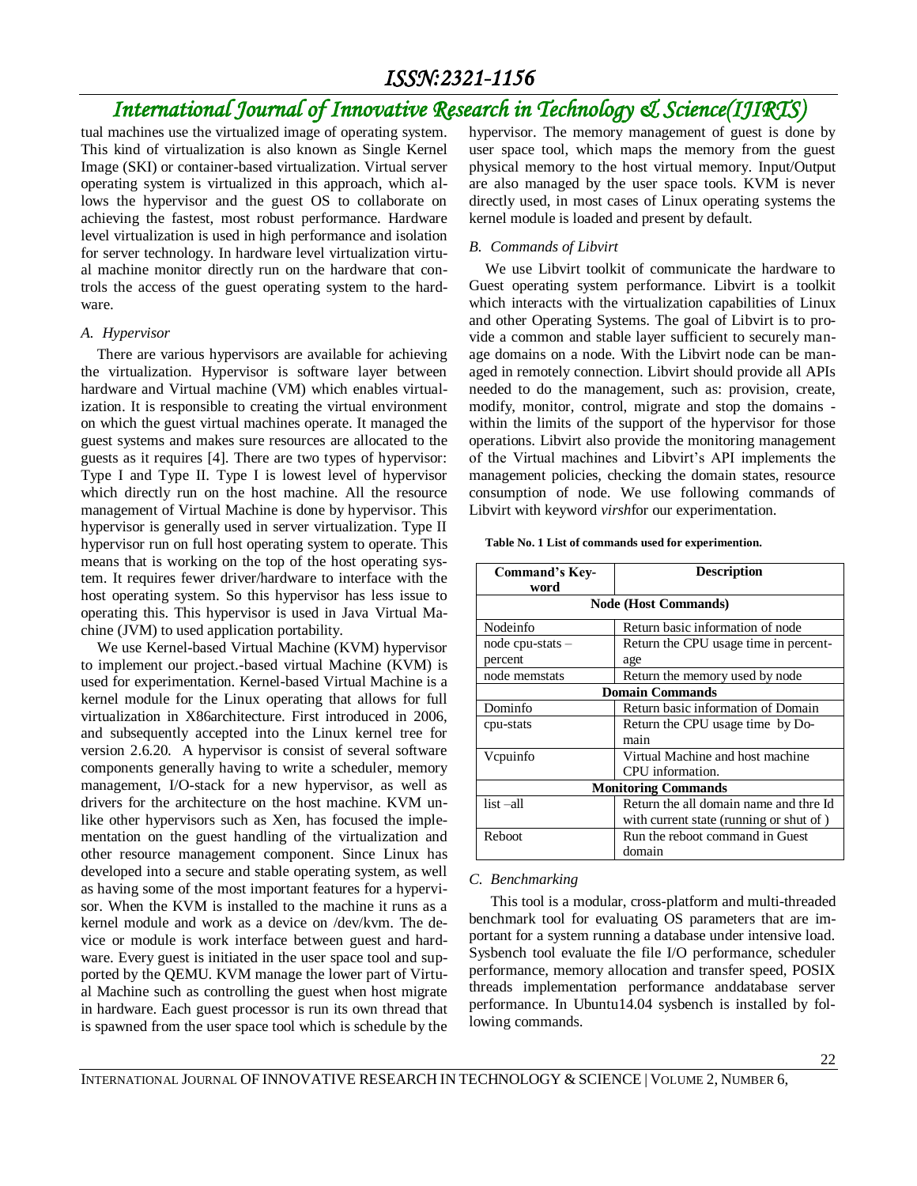tual machines use the virtualized image of operating system. This kind of virtualization is also known as Single Kernel Image (SKI) or container-based virtualization. Virtual server operating system is virtualized in this approach, which allows the hypervisor and the guest OS to collaborate on achieving the fastest, most robust performance. Hardware level virtualization is used in high performance and isolation for server technology. In hardware level virtualization virtual machine monitor directly run on the hardware that controls the access of the guest operating system to the hardware.

### *A. Hypervisor*

There are various hypervisors are available for achieving the virtualization. Hypervisor is software layer between hardware and Virtual machine (VM) which enables virtualization. It is responsible to creating the virtual environment on which the guest virtual machines operate. It managed the guest systems and makes sure resources are allocated to the guests as it requires [4]. There are two types of hypervisor: Type I and Type II. Type I is lowest level of hypervisor which directly run on the host machine. All the resource management of Virtual Machine is done by hypervisor. This hypervisor is generally used in server virtualization. Type II hypervisor run on full host operating system to operate. This means that is working on the top of the host operating system. It requires fewer driver/hardware to interface with the host operating system. So this hypervisor has less issue to operating this. This hypervisor is used in Java Virtual Machine (JVM) to used application portability.

We use Kernel-based Virtual Machine (KVM) hypervisor to implement our project.-based virtual Machine (KVM) is used for experimentation. Kernel-based Virtual Machine is a kernel module for the Linux operating that allows for full virtualization in X86architecture. First introduced in 2006, and subsequently accepted into the Linux kernel tree for version 2.6.20. A hypervisor is consist of several software components generally having to write a scheduler, memory management, I/O-stack for a new hypervisor, as well as drivers for the architecture on the host machine. KVM unlike other hypervisors such as Xen, has focused the implementation on the guest handling of the virtualization and other resource management component. Since Linux has developed into a secure and stable operating system, as well as having some of the most important features for a hypervisor. When the KVM is installed to the machine it runs as a kernel module and work as a device on /dev/kvm. The device or module is work interface between guest and hardware. Every guest is initiated in the user space tool and supported by the QEMU. KVM manage the lower part of Virtual Machine such as controlling the guest when host migrate in hardware. Each guest processor is run its own thread that is spawned from the user space tool which is schedule by the hypervisor. The memory management of guest is done by user space tool, which maps the memory from the guest physical memory to the host virtual memory. Input/Output are also managed by the user space tools. KVM is never directly used, in most cases of Linux operating systems the kernel module is loaded and present by default.

### *B. Commands of Libvirt*

We use Libvirt toolkit of communicate the hardware to Guest operating system performance. Libvirt is a toolkit which interacts with the virtualization capabilities of Linux and other Operating Systems. The goal of Libvirt is to provide a common and stable layer sufficient to securely manage domains on a node. With the Libvirt node can be managed in remotely connection. Libvirt should provide all APIs needed to do the management, such as: provision, create, modify, monitor, control, migrate and stop the domains - within the limits of the support of the hypervisor for those operations. Libvirt also provide the monitoring management of the Virtual machines and Libvirt's API implements the management policies, checking the domain states, resource consumption of node. We use following commands of Libvirt with keyword *virsh*for our experimentation.

**Table No. 1 List of commands used for experimention.**

| Command's Keyword | Description |
|---|---|
| **Node (Host Commands)** | |
| Nodeinfo | Return basic information of node |
| node cpu-stats –percent | Return the CPU usage time in percentage |
| node memstats | Return the memory used by node |
| **Domain Commands** | |
| Dominfo | Return basic information of Domain |
| cpu-stats | Return the CPU usage time by Domain |
| Vcpuinfo | Virtual Machine and host machine CPU information. |
| **Monitoring Commands** | |
| list –all | Return the all domain name and thre Id with current state (running or shut of ) |
| Reboot | Run the reboot command in Guest domain |

### *C. Benchmarking*

This tool is a modular, cross-platform and multi-threaded benchmark tool for evaluating OS parameters that are important for a system running a database under intensive load. Sysbench tool evaluate the file I/O performance, scheduler performance, memory allocation and transfer speed, POSIX threads implementation performance anddatabase server performance. In Ubuntu14.04 sysbench is installed by following commands.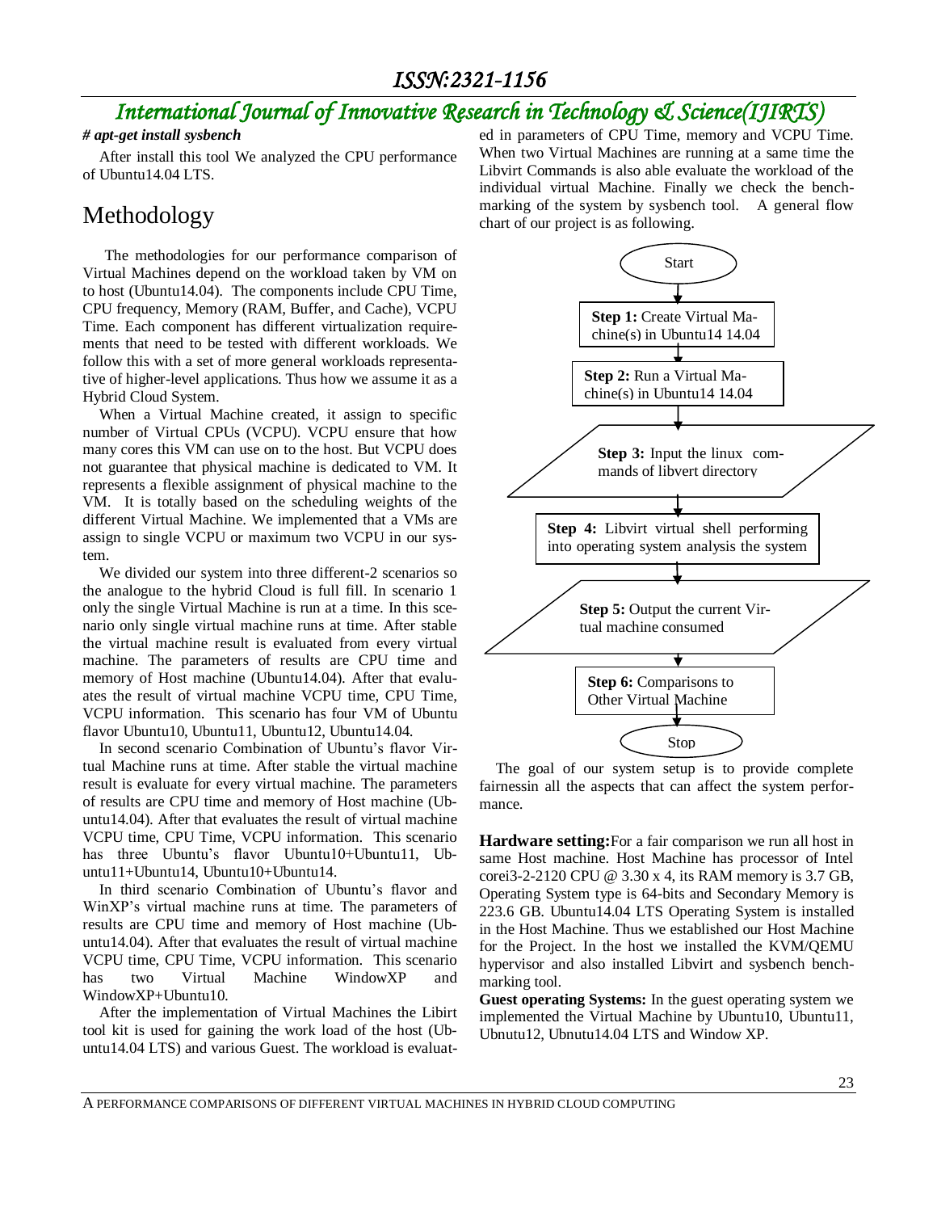*# apt-get install sysbench*

After install this tool We analyzed the CPU performance of Ubuntu14.04 LTS.

# Methodology

The methodologies for our performance comparison of Virtual Machines depend on the workload taken by VM on to host (Ubuntu14.04). The components include CPU Time, CPU frequency, Memory (RAM, Buffer, and Cache), VCPU Time. Each component has different virtualization requirements that need to be tested with different workloads. We follow this with a set of more general workloads representative of higher-level applications. Thus how we assume it as a Hybrid Cloud System.

When a Virtual Machine created, it assign to specific number of Virtual CPUs (VCPU). VCPU ensure that how many cores this VM can use on to the host. But VCPU does not guarantee that physical machine is dedicated to VM. It represents a flexible assignment of physical machine to the VM. It is totally based on the scheduling weights of the different Virtual Machine. We implemented that a VMs are assign to single VCPU or maximum two VCPU in our system.

We divided our system into three different-2 scenarios so the analogue to the hybrid Cloud is full fill. In scenario 1 only the single Virtual Machine is run at a time. In this scenario only single virtual machine runs at time. After stable the virtual machine result is evaluated from every virtual machine. The parameters of results are CPU time and memory of Host machine (Ubuntu14.04). After that evaluates the result of virtual machine VCPU time, CPU Time, VCPU information. This scenario has four VM of Ubuntu flavor Ubuntu10, Ubuntu11, Ubuntu12, Ubuntu14.04.

In second scenario Combination of Ubuntu's flavor Virtual Machine runs at time. After stable the virtual machine result is evaluate for every virtual machine. The parameters of results are CPU time and memory of Host machine (Ubuntu14.04). After that evaluates the result of virtual machine VCPU time, CPU Time, VCPU information. This scenario has three Ubuntu's flavor Ubuntu10+Ubuntu11, Ubuntu11+Ubuntu14, Ubuntu10+Ubuntu14.

In third scenario Combination of Ubuntu's flavor and WinXP's virtual machine runs at time. The parameters of results are CPU time and memory of Host machine (Ubuntu14.04). After that evaluates the result of virtual machine VCPU time, CPU Time, VCPU information. This scenario has two Virtual Machine WindowXP and WindowXP+Ubuntu10.

After the implementation of Virtual Machines the Libirt tool kit is used for gaining the work load of the host (Ubuntu14.04 LTS) and various Guest. The workload is evaluated in parameters of CPU Time, memory and VCPU Time. When two Virtual Machines are running at a same time the Libvirt Commands is also able evaluate the workload of the individual virtual Machine. Finally we check the benchmarking of the system by sysbench tool. A general flow chart of our project is as following.

Start

**Step 1:** Create Virtual Machine(s) in Ubuntu14 14.04

**Step 2:** Run a Virtual Machine(s) in Ubuntu14 14.04

**Step 3:** Input the linux commands of libvert directory

**Step 4:** Libvirt virtual shell performing into operating system analysis the system

**Step 5:** Output the current Virtual machine consumed

**Step 6:** Comparisons to Other Virtual Machine

Stop

The goal of our system setup is to provide complete fairnessin all the aspects that can affect the system performance.

**Hardware setting:**For a fair comparison we run all host in same Host machine. Host Machine has processor of Intel corei3-2-2120 CPU @ 3.30 x 4, its RAM memory is 3.7 GB, Operating System type is 64-bits and Secondary Memory is 223.6 GB. Ubuntu14.04 LTS Operating System is installed in the Host Machine. Thus we established our Host Machine for the Project. In the host we installed the KVM/QEMU hypervisor and also installed Libvirt and sysbench benchmarking tool.

**Guest operating Systems:** In the guest operating system we implemented the Virtual Machine by Ubuntu10, Ubuntu11, Ubnutu12, Ubnutu14.04 LTS and Window XP.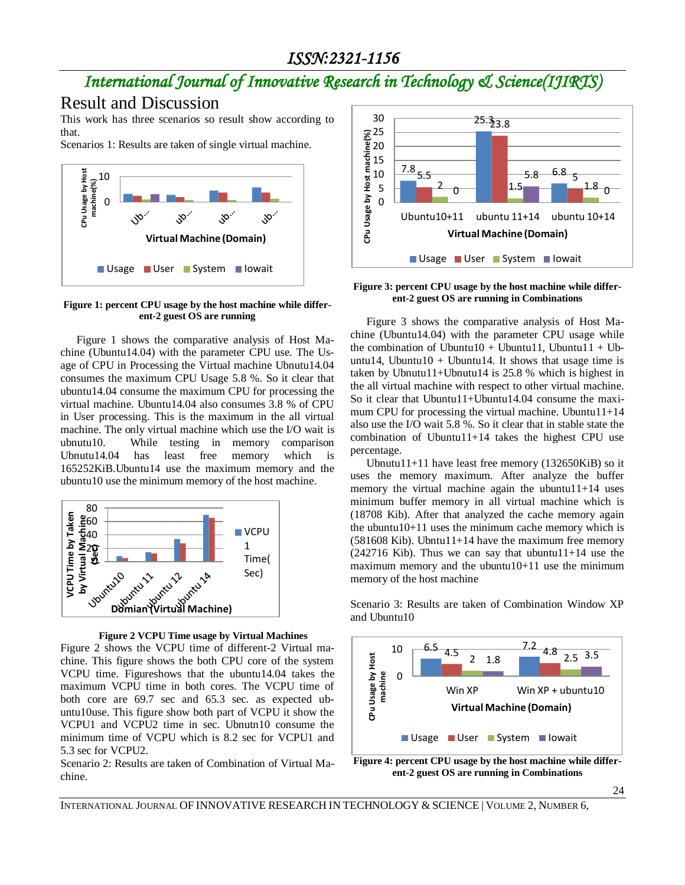## Result and Discussion

This work has three scenarios so result show according to that.

Scenarios 1: Results are taken of single virtual machine.

**Figure 1: percent CPU usage by the host machine while different-2 guest OS are running**

Figure 1 shows the comparative analysis of Host Machine (Ubuntu14.04) with the parameter CPU use. The Usage of CPU in Processing the Virtual machine Ubnutu14.04 consumes the maximum CPU Usage 5.8 %. So it clear that ubuntu14.04 consume the maximum CPU for processing the virtual machine. Ubuntu14.04 also consumes 3.8 % of CPU in User processing. This is the maximum in the all virtual machine. The only virtual machine which use the I/O wait is ubnutu10. While testing in memory comparison Ubnutu14.04 has least free memory which is 165252KiB.Ubuntu14 use the maximum memory and the ubuntu10 use the minimum memory of the host machine.

**Figure 2 VCPU Time usage by Virtual Machines**

Figure 2 shows the VCPU time of different-2 Virtual machine. This figure shows the both CPU core of the system VCPU time. Figureshows that the ubuntu14.04 takes the maximum VCPU time in both cores. The VCPU time of both core are 69.7 sec and 65.3 sec. as expected ubuntu10use. This figure show both part of VCPU it show the VCPU1 and VCPU2 time in sec. Ubnutn10 consume the minimum time of VCPU which is 8.2 sec for VCPU1 and 5.3 sec for VCPU2.

Scenario 2: Results are taken of Combination of Virtual Machine.

**Figure 3: percent CPU usage by the host machine while different-2 guest OS are running in Combinations**

Figure 3 shows the comparative analysis of Host Machine (Ubuntu14.04) with the parameter CPU usage while the combination of Ubuntu10 + Ubuntu11, Ubuntu11 + Ubuntu14, Ubuntu10 + Ubuntu14. It shows that usage time is taken by Ubnutu11+Ubnutu14 is 25.8 % which is highest in the all virtual machine with respect to other virtual machine. So it clear that Ubuntu11+Ubuntu14.04 consume the maximum CPU for processing the virtual machine. Ubuntu11+14 also use the I/O wait 5.8 %. So it clear that in stable state the combination of Ubuntu11+14 takes the highest CPU use percentage.

Ubnutu11+11 have least free memory (132650KiB) so it uses the memory maximum. After analyze the buffer memory the virtual machine again the ubuntu11+14 uses minimum buffer memory in all virtual machine which is (18708 Kib). After that analyzed the cache memory again the ubuntu10+11 uses the minimum cache memory which is (581608 Kib). Ubntu11+14 have the maximum free memory (242716 Kib). Thus we can say that ubuntu11+14 use the maximum memory and the ubuntu10+11 use the minimum memory of the host machine

Scenario 3: Results are taken of Combination Window XP and Ubuntu10

**Figure 4: percent CPU usage by the host machine while different-2 guest OS are running in Combinations**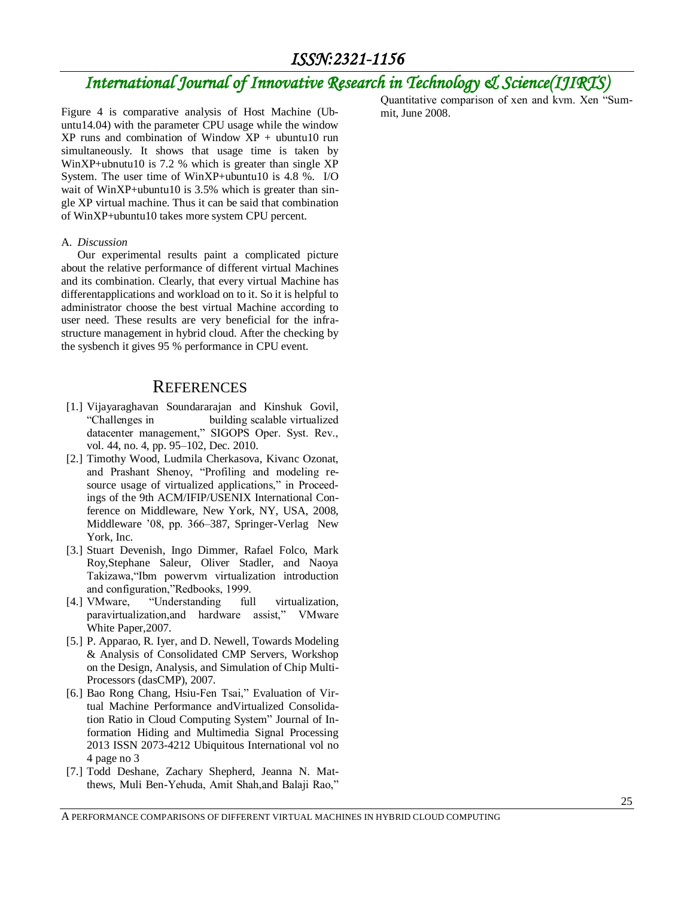Figure 4 is comparative analysis of Host Machine (Ubuntu14.04) with the parameter CPU usage while the window XP runs and combination of Window XP + ubuntu10 run simultaneously. It shows that usage time is taken by WinXP+ubnutu10 is 7.2 % which is greater than single XP System. The user time of WinXP+ubuntu10 is 4.8 %. I/O wait of WinXP+ubuntu10 is 3.5% which is greater than single XP virtual machine. Thus it can be said that combination of WinXP+ubuntu10 takes more system CPU percent.

### A. *Discussion*

Our experimental results paint a complicated picture about the relative performance of different virtual Machines and its combination. Clearly, that every virtual Machine has differentapplications and workload on to it. So it is helpful to administrator choose the best virtual Machine according to user need. These results are very beneficial for the infrastructure management in hybrid cloud. After the checking by the sysbench it gives 95 % performance in CPU event.

## REFERENCES

[1.] Vijayaraghavan Soundararajan and Kinshuk Govil, "Challenges in building scalable virtualized datacenter management," SIGOPS Oper. Syst. Rev., vol. 44, no. 4, pp. 95–102, Dec. 2010.

[2.] Timothy Wood, Ludmila Cherkasova, Kivanc Ozonat, and Prashant Shenoy, "Profiling and modeling resource usage of virtualized applications," in Proceedings of the 9th ACM/IFIP/USENIX International Conference on Middleware, New York, NY, USA, 2008, Middleware '08, pp. 366–387, Springer-Verlag New York, Inc.

[3.] Stuart Devenish, Ingo Dimmer, Rafael Folco, Mark Roy,Stephane Saleur, Oliver Stadler, and Naoya Takizawa,"Ibm powervm virtualization introduction and configuration,"Redbooks, 1999.

[4.] VMware, "Understanding full virtualization, paravirtualization,and hardware assist," VMware White Paper,2007.

[5.] P. Apparao, R. Iyer, and D. Newell, Towards Modeling & Analysis of Consolidated CMP Servers, Workshop on the Design, Analysis, and Simulation of Chip Multi-Processors (dasCMP), 2007.

[6.] Bao Rong Chang, Hsiu-Fen Tsai," Evaluation of Virtual Machine Performance andVirtualized Consolidation Ratio in Cloud Computing System" Journal of Information Hiding and Multimedia Signal Processing 2013 ISSN 2073-4212 Ubiquitous International vol no 4 page no 3

[7.] Todd Deshane, Zachary Shepherd, Jeanna N. Matthews, Muli Ben-Yehuda, Amit Shah,and Balaji Rao," Quantitative comparison of xen and kvm. Xen "Summit, June 2008.